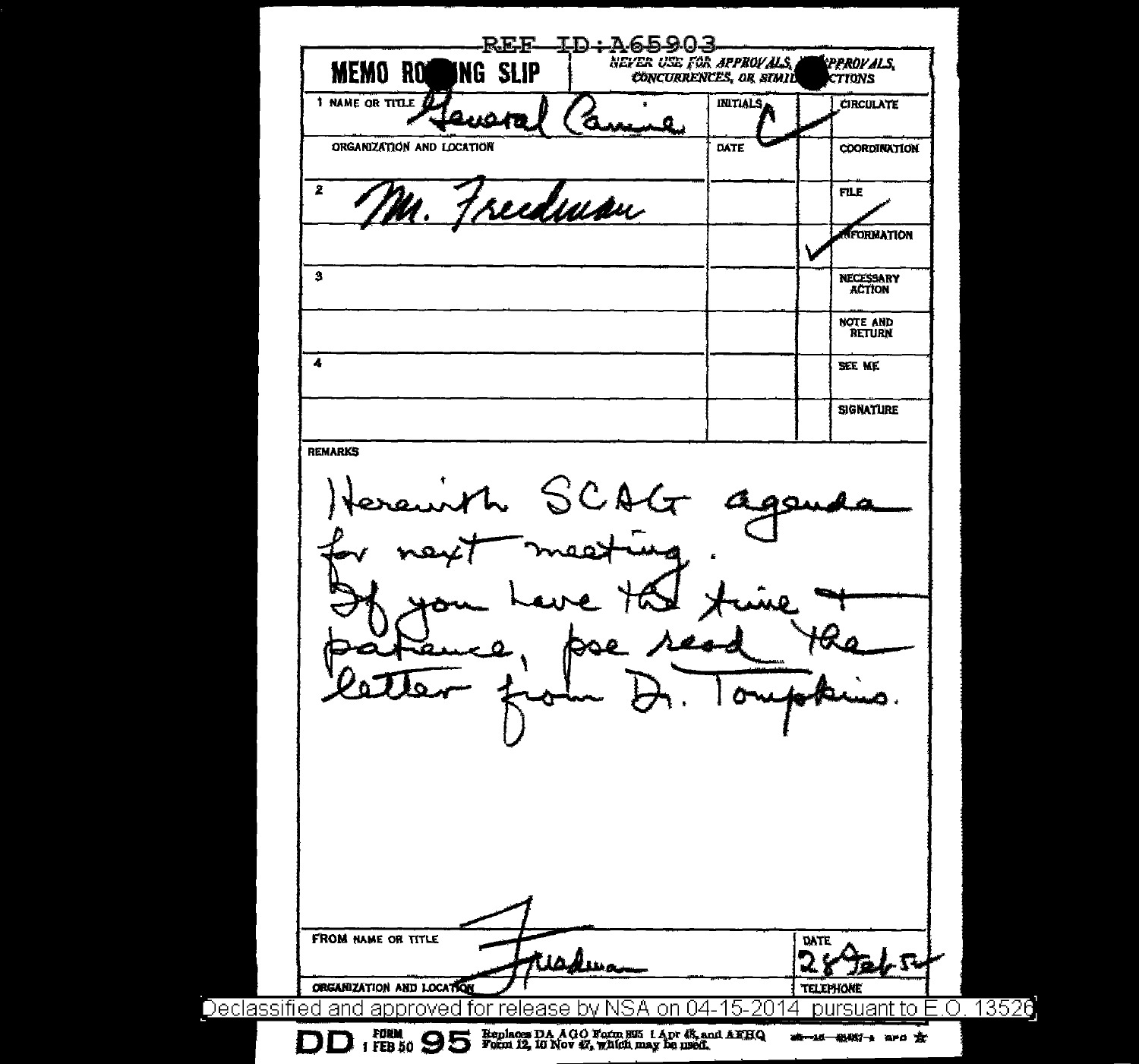REF ID:A65903

**MEMO ROUTING SLIP** — NEVER USE FOR APPROVALS, DISAPPROVALS, CONCURRENCES, OR SIMILAR ACTIONS

| NAME OR TITLE | INITIALS | | CIRCULATE |
|---|---|---|---|
| 1 General Canine | C | ✓ | |
| ORGANIZATION AND LOCATION | DATE | | COORDINATION |
| 2 Mr. Friedman | | | FILE |
| | | ✓ | INFORMATION |
| 3 | | | NECESSARY ACTION |
| | | | NOTE AND RETURN |
| 4 | | | SEE ME |
| | | | SIGNATURE |

REMARKS

Herewith SCAG agenda for next meeting.
If you have the time + patience, pse read the letter from Dr. Tompkins.

FROM NAME OR TITLE: Friedman

DATE: 28 Feb 54

ORGANIZATION AND LOCATION

TELEPHONE

Declassified and approved for release by NSA on 04-15-2014 pursuant to E.O. 13526

DD FORM 1 FEB 50 95 Replaces DA AGO Form 895 1 Apr 48, and AFHQ Form 12, 10 Nov 47, which may be used.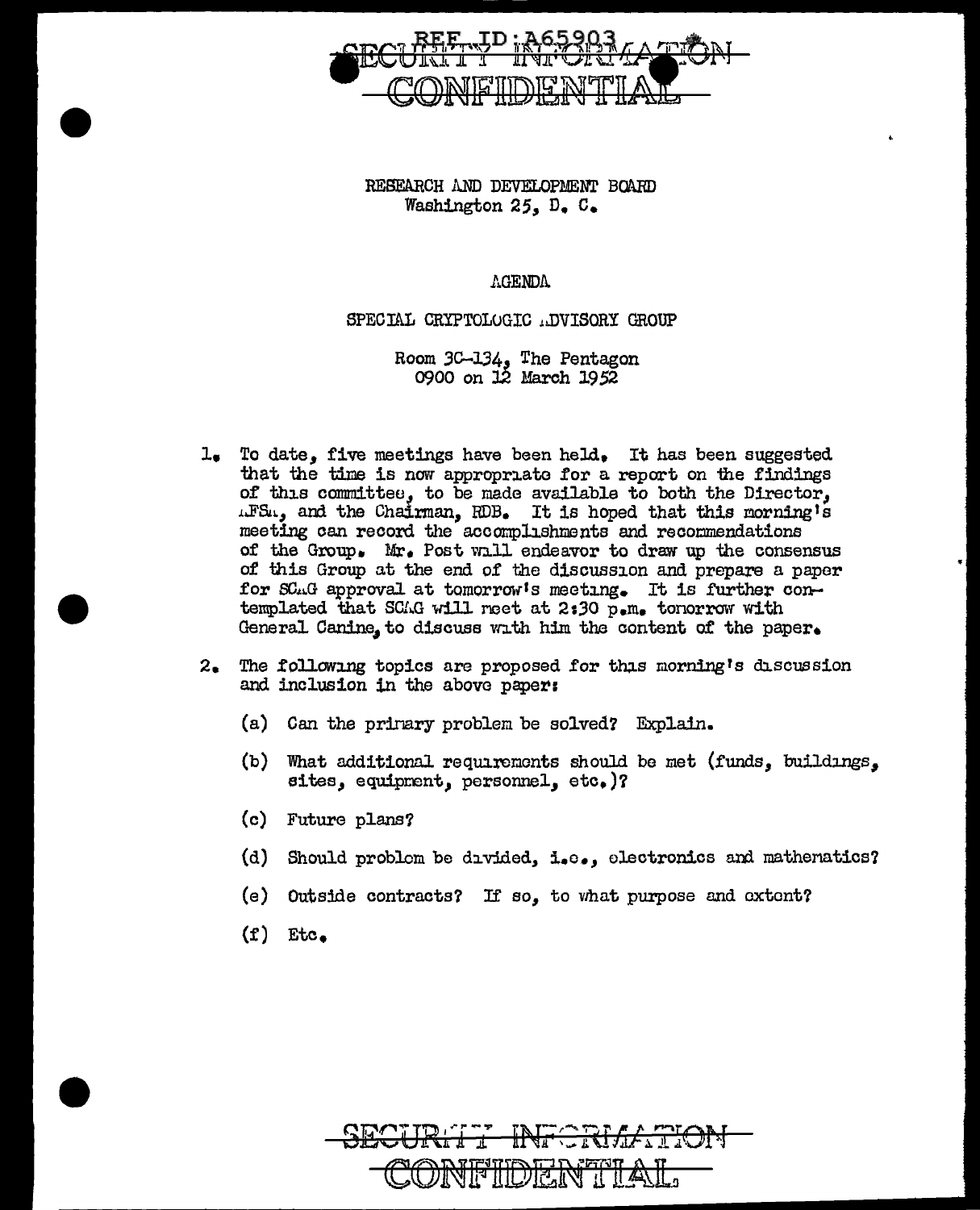REF ID:A65903

SECURITY INFORMATION

CONFIDENTIAL

RESEARCH AND DEVELOPMENT BOARD
Washington 25, D. C.

AGENDA

SPECIAL CRYPTOLOGIC ADVISORY GROUP

Room 3C-134, The Pentagon
0900 on 12 March 1952

1. To date, five meetings have been held. It has been suggested that the time is now appropriate for a report on the findings of this committee, to be made available to both the Director, AFSA, and the Chairman, RDB. It is hoped that this morning's meeting can record the accomplishments and recommendations of the Group. Mr. Post will endeavor to draw up the consensus of this Group at the end of the discussion and prepare a paper for SCAG approval at tomorrow's meeting. It is further contemplated that SCAG will meet at 2:30 p.m. tomorrow with General Canine, to discuss with him the content of the paper.

2. The following topics are proposed for this morning's discussion and inclusion in the above paper:

   (a) Can the primary problem be solved? Explain.

   (b) What additional requirements should be met (funds, buildings, sites, equipment, personnel, etc.)?

   (c) Future plans?

   (d) Should problem be divided, i.e., electronics and mathematics?

   (e) Outside contracts? If so, to what purpose and extent?

   (f) Etc.

SECURITY INFORMATION

CONFIDENTIAL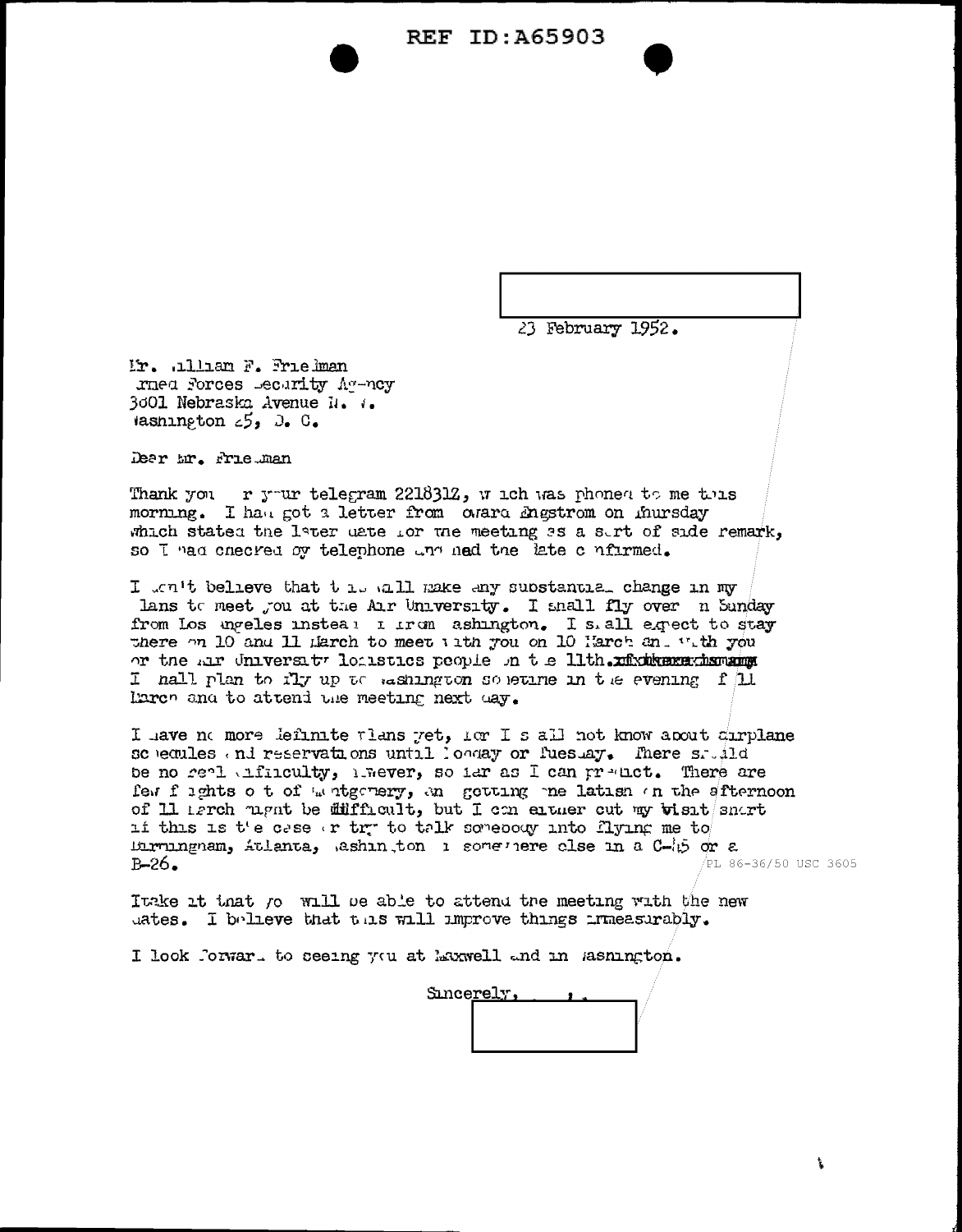REF ID:A65903

23 February 1952.

Mr. illiam F. Frie man
rmed Forces ecurity Ag-ncy
3801 Nebraska Avenue N. W.
Washington 25, D. C.

Dear Mr. Frie man

Thank you r your telegram 2218312, w ich was phoned to me this morning. I had got a letter from oward Engstrom on Thursday which stated the later date for the meeting as a sort of side remark, so I had checked by telephone and had the date c nfirmed.

I don't believe that t is will make any substantial change in my lans to meet you at the Air University. I shall fly over n Sunday from Los ngeles instead of from ashington. I shall expect to stay there on 10 and 11 March to meet with you on 10 March and with you or the Air University logistics people on the 11th. I hall plan to fly up to Washington sometime in the evening f 11 March and to attend the meeting next day.

I have no more definite plans yet, for I s all not know about airplane schedules and reservations until Monday or Tuesday. There should be no real difficulty, however, so far as I can predict. There are few flights o t of Montgomery, an getting one latish in the afternoon of 11 March might be difficult, but I can either cut my visit short if this is the case or try to talk somebody into flying me to Birmingham, Atlanta, ashington or somewhere else in a C-45 or a B-26.

PL 86-36/50 USC 3605

I take it that yo will be able to attend the meeting with the new dates. I believe that this will improve things immeasurably.

I look forward to seeing you at Maxwell and in Washington.

Sincerely,